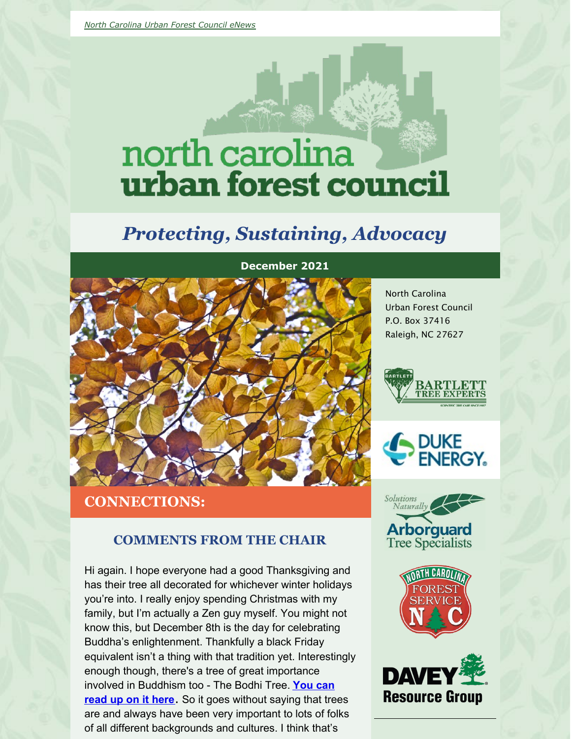*North Carolina Urban Forest Council eNews*

# north carolina urban forest council

## *Protecting, Sustaining, Advocacy*

**December 2021**

North Carolina
Urban Forest Council
P.O. Box 37416
Raleigh, NC 27627

## CONNECTIONS:

### COMMENTS FROM THE CHAIR

Hi again. I hope everyone had a good Thanksgiving and has their tree all decorated for whichever winter holidays you're into. I really enjoy spending Christmas with my family, but I'm actually a Zen guy myself. You might not know this, but December 8th is the day for celebrating Buddha's enlightenment. Thankfully a black Friday equivalent isn't a thing with that tradition yet. Interestingly enough though, there's a tree of great importance involved in Buddhism too - The Bodhi Tree. **You can read up on it here**. So it goes without saying that trees are and always have been very important to lots of folks of all different backgrounds and cultures. I think that's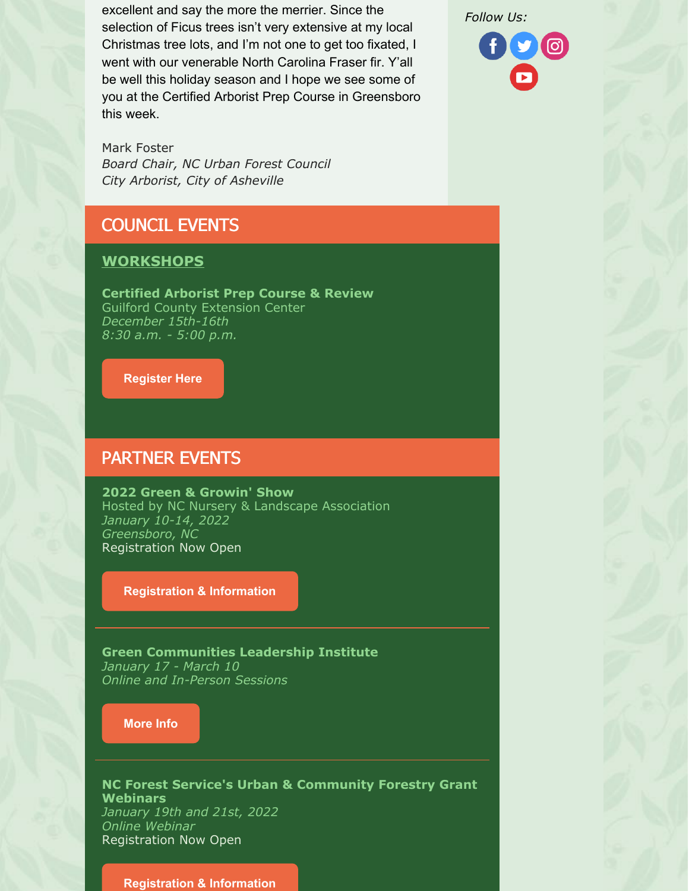excellent and say the more the merrier. Since the selection of Ficus trees isn't very extensive at my local Christmas tree lots, and I'm not one to get too fixated, I went with our venerable North Carolina Fraser fir. Y'all be well this holiday season and I hope we see some of you at the Certified Arborist Prep Course in Greensboro this week.

Mark Foster
*Board Chair, NC Urban Forest Council*
*City Arborist, City of Asheville*

*Follow Us:*

## COUNCIL EVENTS

### WORKSHOPS

**Certified Arborist Prep Course & Review**
Guilford County Extension Center
*December 15th-16th*
*8:30 a.m. - 5:00 p.m.*

**Register Here**

## PARTNER EVENTS

**2022 Green & Growin' Show**
Hosted by NC Nursery & Landscape Association
*January 10-14, 2022*
*Greensboro, NC*
Registration Now Open

**Registration & Information**

---

**Green Communities Leadership Institute**
*January 17 - March 10*
*Online and In-Person Sessions*

**More Info**

---

**NC Forest Service's Urban & Community Forestry Grant Webinars**
*January 19th and 21st, 2022*
*Online Webinar*
Registration Now Open

**Registration & Information**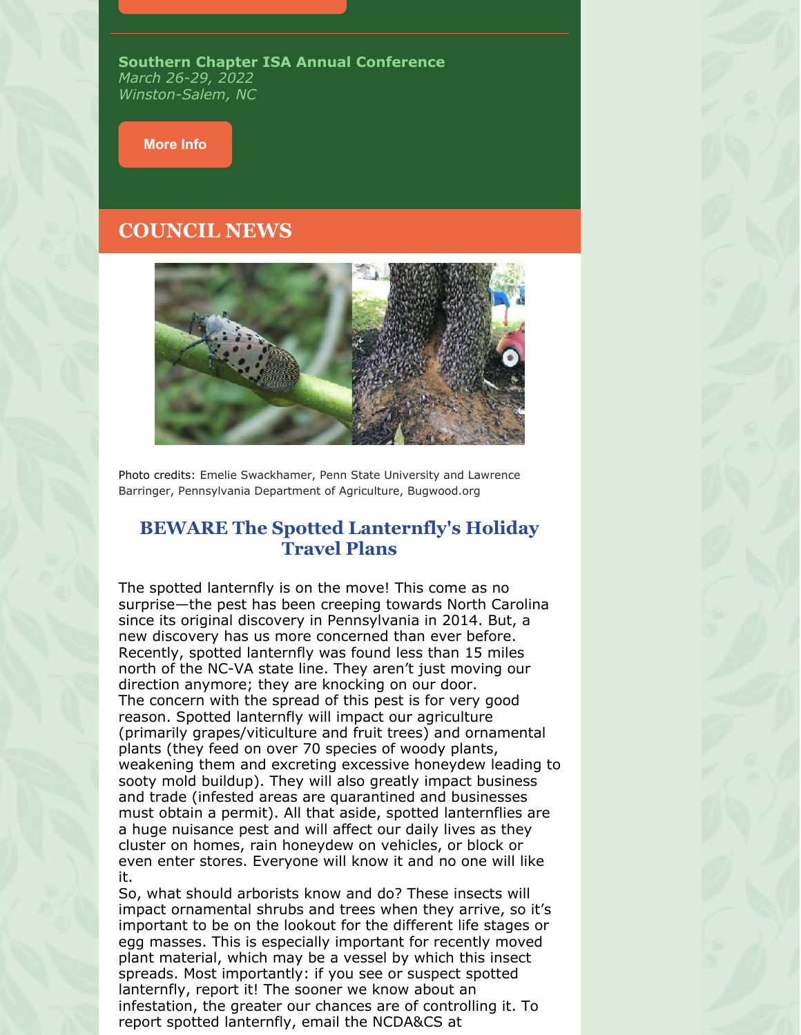**Southern Chapter ISA Annual Conference**
*March 26-29, 2022*
*Winston-Salem, NC*

More Info

## COUNCIL NEWS

Photo credits: Emelie Swackhamer, Penn State University and Lawrence Barringer, Pennsylvania Department of Agriculture, Bugwood.org

### BEWARE The Spotted Lanternfly's Holiday Travel Plans

The spotted lanternfly is on the move! This come as no surprise—the pest has been creeping towards North Carolina since its original discovery in Pennsylvania in 2014. But, a new discovery has us more concerned than ever before. Recently, spotted lanternfly was found less than 15 miles north of the NC-VA state line. They aren't just moving our direction anymore; they are knocking on our door.

The concern with the spread of this pest is for very good reason. Spotted lanternfly will impact our agriculture (primarily grapes/viticulture and fruit trees) and ornamental plants (they feed on over 70 species of woody plants, weakening them and excreting excessive honeydew leading to sooty mold buildup). They will also greatly impact business and trade (infested areas are quarantined and businesses must obtain a permit). All that aside, spotted lanternflies are a huge nuisance pest and will affect our daily lives as they cluster on homes, rain honeydew on vehicles, or block or even enter stores. Everyone will know it and no one will like it.

So, what should arborists know and do? These insects will impact ornamental shrubs and trees when they arrive, so it's important to be on the lookout for the different life stages or egg masses. This is especially important for recently moved plant material, which may be a vessel by which this insect spreads. Most importantly: if you see or suspect spotted lanternfly, report it! The sooner we know about an infestation, the greater our chances are of controlling it. To report spotted lanternfly, email the NCDA&CS at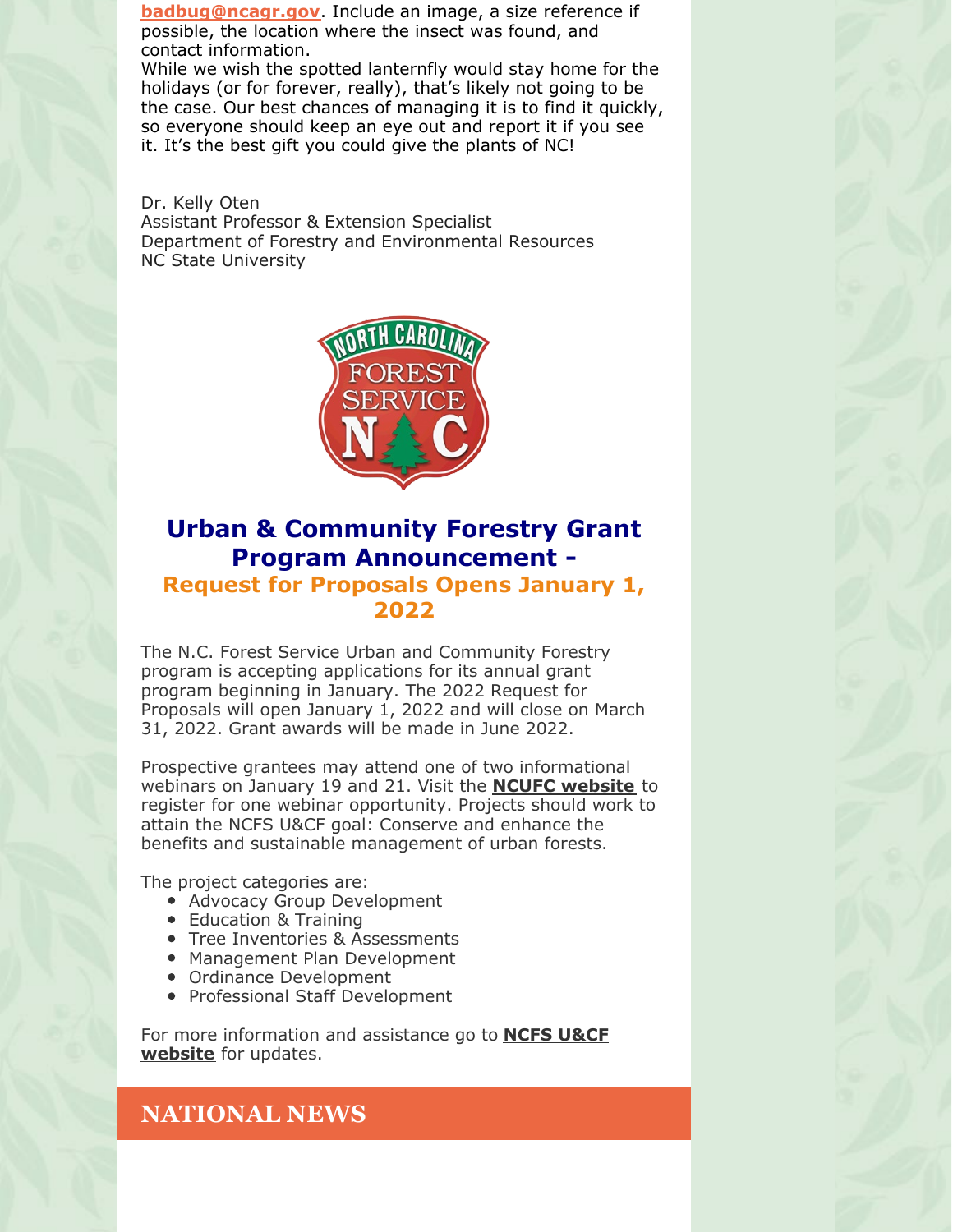**badbug@ncagr.gov**. Include an image, a size reference if possible, the location where the insect was found, and contact information.

While we wish the spotted lanternfly would stay home for the holidays (or for forever, really), that's likely not going to be the case. Our best chances of managing it is to find it quickly, so everyone should keep an eye out and report it if you see it. It's the best gift you could give the plants of NC!

Dr. Kelly Oten
Assistant Professor & Extension Specialist
Department of Forestry and Environmental Resources
NC State University

---

## Urban & Community Forestry Grant Program Announcement -

### Request for Proposals Opens January 1, 2022

The N.C. Forest Service Urban and Community Forestry program is accepting applications for its annual grant program beginning in January. The 2022 Request for Proposals will open January 1, 2022 and will close on March 31, 2022. Grant awards will be made in June 2022.

Prospective grantees may attend one of two informational webinars on January 19 and 21. Visit the **NCUFC website** to register for one webinar opportunity. Projects should work to attain the NCFS U&CF goal: Conserve and enhance the benefits and sustainable management of urban forests.

The project categories are:

- Advocacy Group Development
- Education & Training
- Tree Inventories & Assessments
- Management Plan Development
- Ordinance Development
- Professional Staff Development

For more information and assistance go to **NCFS U&CF website** for updates.

## NATIONAL NEWS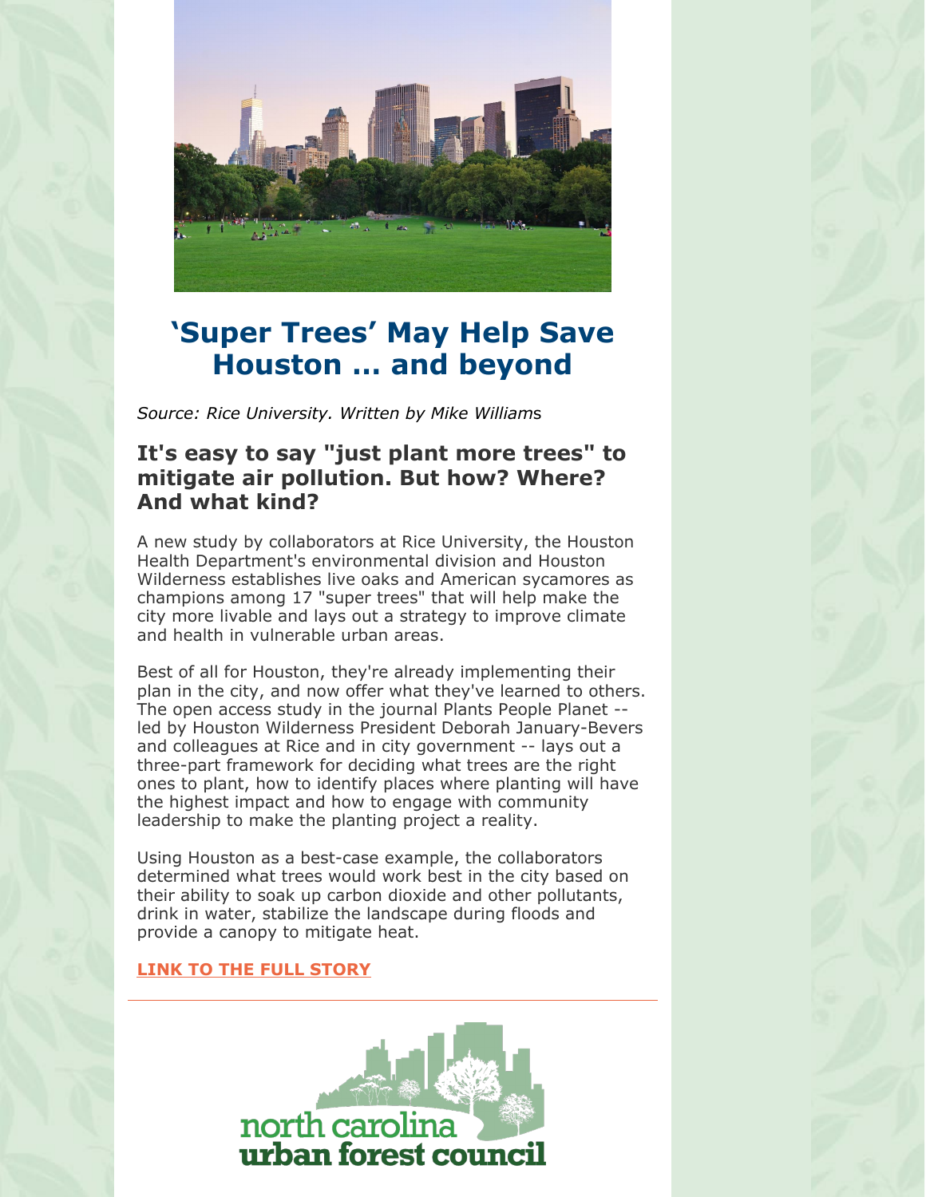# 'Super Trees' May Help Save Houston ... and beyond

*Source: Rice University. Written by Mike Williams*

### It's easy to say "just plant more trees" to mitigate air pollution. But how? Where? And what kind?

A new study by collaborators at Rice University, the Houston Health Department's environmental division and Houston Wilderness establishes live oaks and American sycamores as champions among 17 "super trees" that will help make the city more livable and lays out a strategy to improve climate and health in vulnerable urban areas.

Best of all for Houston, they're already implementing their plan in the city, and now offer what they've learned to others. The open access study in the journal Plants People Planet -- led by Houston Wilderness President Deborah January-Bevers and colleagues at Rice and in city government -- lays out a three-part framework for deciding what trees are the right ones to plant, how to identify places where planting will have the highest impact and how to engage with community leadership to make the planting project a reality.

Using Houston as a best-case example, the collaborators determined what trees would work best in the city based on their ability to soak up carbon dioxide and other pollutants, drink in water, stabilize the landscape during floods and provide a canopy to mitigate heat.

**LINK TO THE FULL STORY**

---

north carolina urban forest council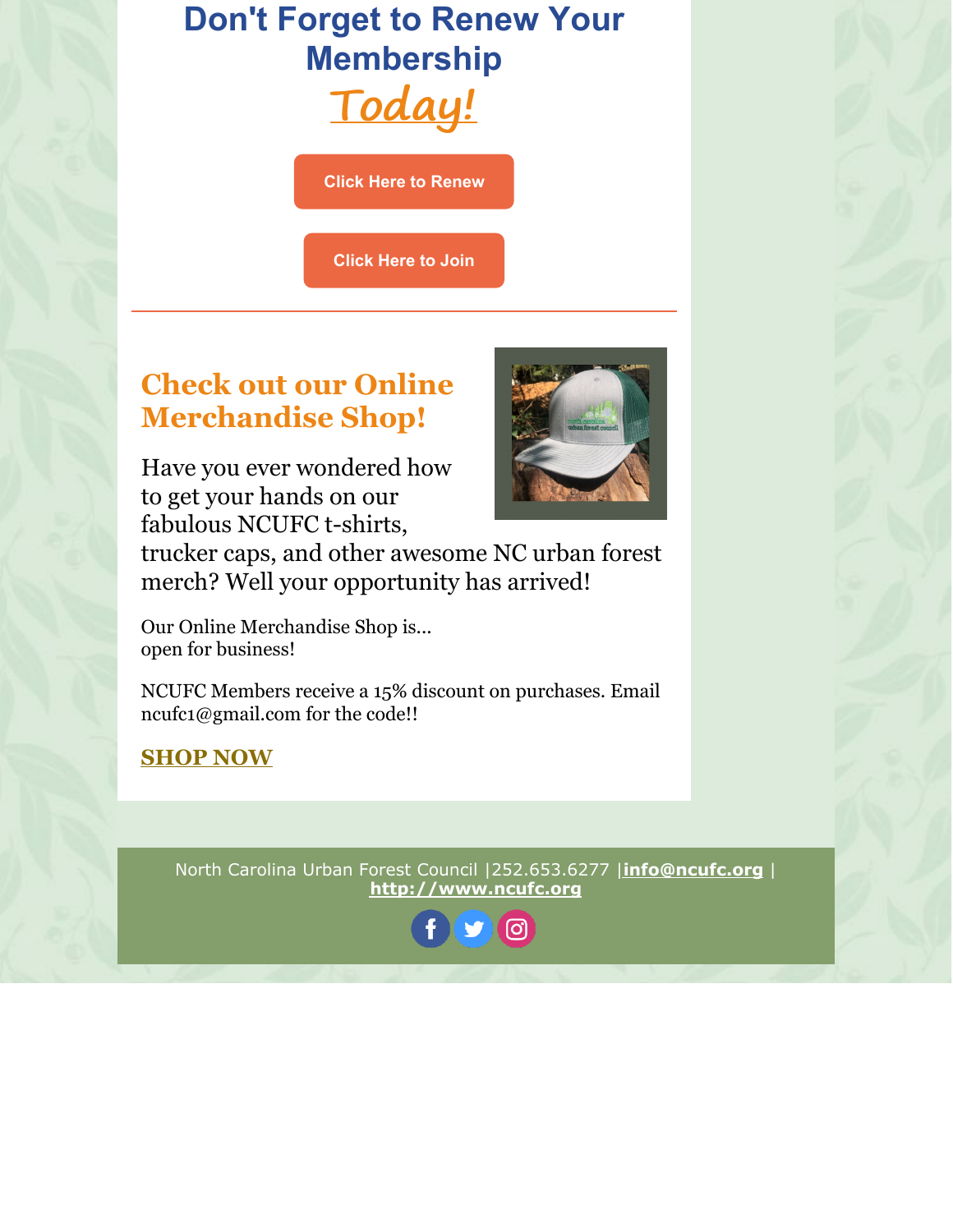# Don't Forget to Renew Your Membership

## *Today!*

Click Here to Renew

Click Here to Join

---

## Check out our Online Merchandise Shop!

Have you ever wondered how to get your hands on our fabulous NCUFC t-shirts, trucker caps, and other awesome NC urban forest merch? Well your opportunity has arrived!

Our Online Merchandise Shop is...
open for business!

NCUFC Members receive a 15% discount on purchases. Email ncufc1@gmail.com for the code!!

**SHOP NOW**

North Carolina Urban Forest Council |252.653.6277 |**info@ncufc.org** | **http://www.ncufc.org**